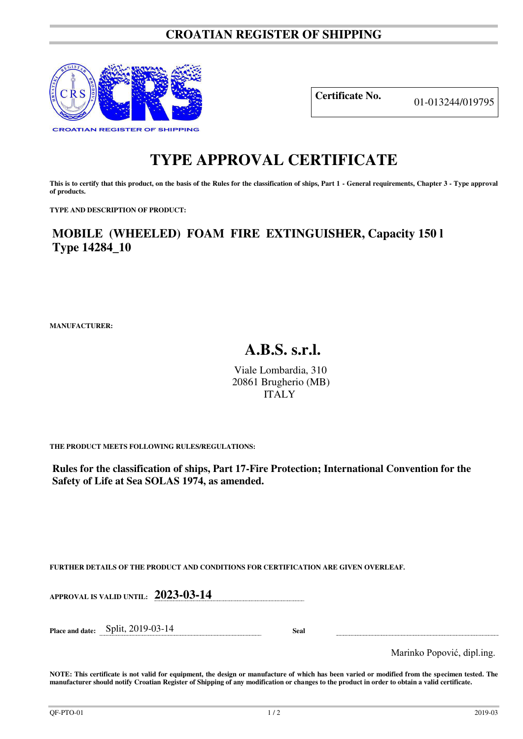# CROATIAN REGISTER OF SHIPPING

| **Certificate No.** | 01-013244/019795 |
|---|---|

# TYPE APPROVAL CERTIFICATE

**This is to certify that this product, on the basis of the Rules for the classification of ships, Part 1 - General requirements, Chapter 3 - Type approval of products.**

**TYPE AND DESCRIPTION OF PRODUCT:**

## MOBILE (WHEELED) FOAM FIRE EXTINGUISHER, Capacity 150 l
## Type 14284_10

**MANUFACTURER:**

## A.B.S. s.r.l.

Viale Lombardia, 310
20861 Brugherio (MB)
ITALY

**THE PRODUCT MEETS FOLLOWING RULES/REGULATIONS:**

**Rules for the classification of ships, Part 17-Fire Protection; International Convention for the Safety of Life at Sea SOLAS 1974, as amended.**

**FURTHER DETAILS OF THE PRODUCT AND CONDITIONS FOR CERTIFICATION ARE GIVEN OVERLEAF.**

**APPROVAL IS VALID UNTIL:** **2023-03-14**

**Place and date:** Split, 2019-03-14 **Seal**

Marinko Popović, dipl.ing.

**NOTE: This certificate is not valid for equipment, the design or manufacture of which has been varied or modified from the specimen tested. The manufacturer should notify Croatian Register of Shipping of any modification or changes to the product in order to obtain a valid certificate.**

QF-PTO-01 2019-03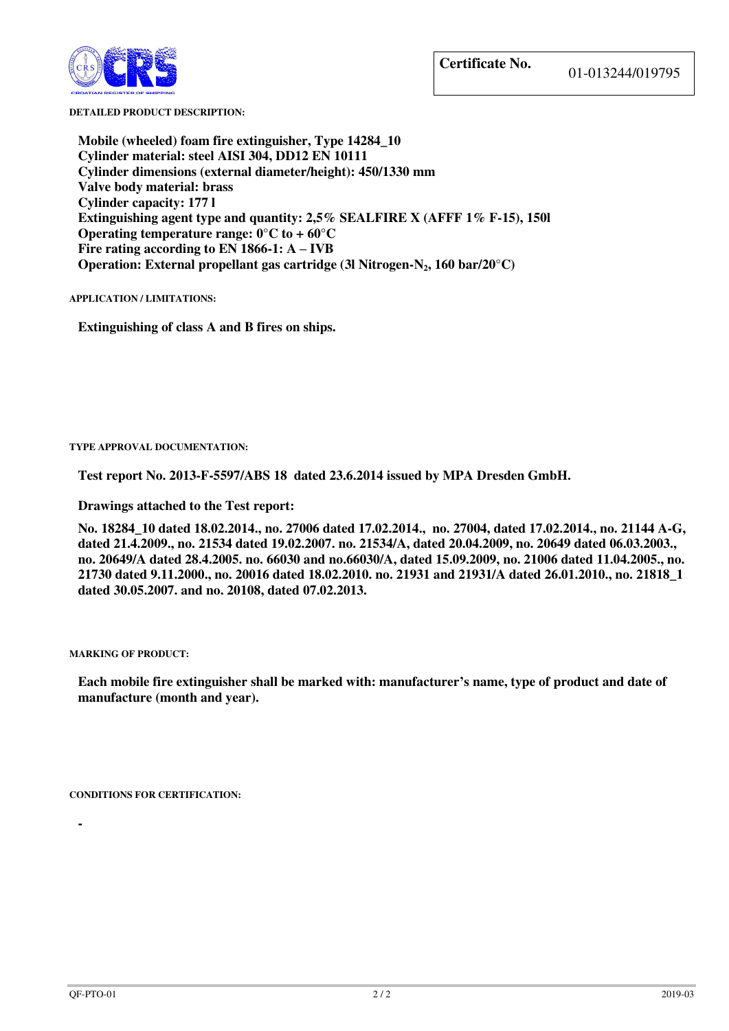**Certificate No.** 01-013244/019795

**DETAILED PRODUCT DESCRIPTION:**

**Mobile (wheeled) foam fire extinguisher, Type 14284_10**
**Cylinder material: steel AISI 304, DD12 EN 10111**
**Cylinder dimensions (external diameter/height): 450/1330 mm**
**Valve body material: brass**
**Cylinder capacity: 177 l**
**Extinguishing agent type and quantity: 2,5% SEALFIRE X (AFFF 1% F-15), 150l**
**Operating temperature range: 0°C to + 60°C**
**Fire rating according to EN 1866-1: A – IVB**
**Operation: External propellant gas cartridge (3l Nitrogen-$N_2$, 160 bar/20°C)**

**APPLICATION / LIMITATIONS:**

**Extinguishing of class A and B fires on ships.**

**TYPE APPROVAL DOCUMENTATION:**

**Test report No. 2013-F-5597/ABS 18 dated 23.6.2014 issued by MPA Dresden GmbH.**

**Drawings attached to the Test report:**

**No. 18284_10 dated 18.02.2014., no. 27006 dated 17.02.2014., no. 27004, dated 17.02.2014., no. 21144 A-G, dated 21.4.2009., no. 21534 dated 19.02.2007. no. 21534/A, dated 20.04.2009, no. 20649 dated 06.03.2003., no. 20649/A dated 28.4.2005. no. 66030 and no.66030/A, dated 15.09.2009, no. 21006 dated 11.04.2005., no. 21730 dated 9.11.2000., no. 20016 dated 18.02.2010. no. 21931 and 21931/A dated 26.01.2010., no. 21818_1 dated 30.05.2007. and no. 20108, dated 07.02.2013.**

**MARKING OF PRODUCT:**

**Each mobile fire extinguisher shall be marked with: manufacturer's name, type of product and date of manufacture (month and year).**

**CONDITIONS FOR CERTIFICATION:**

**-**